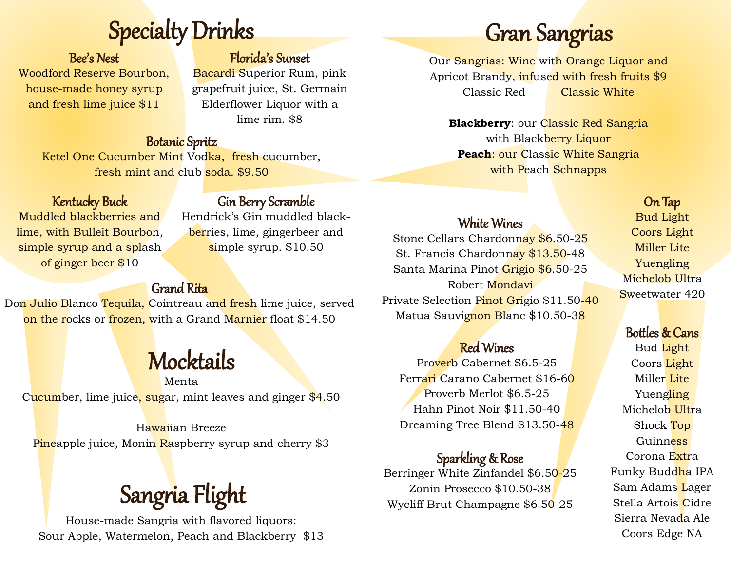# Specialty Drinks

### Bee's Nest
Woodford Reserve Bourbon, house-made honey syrup and fresh lime juice $11

### Florida's Sunset
Bacardi Superior Rum, pink grapefruit juice, St. Germain Elderflower Liquor with a lime rim. $8

### Botanic Spritz
Ketel One Cucumber Mint Vodka, fresh cucumber, fresh mint and club soda. $9.50

### Kentucky Buck
Muddled blackberries and lime, with Bulleit Bourbon, simple syrup and a splash of ginger beer $10

### Gin Berry Scramble
Hendrick's Gin muddled blackberries, lime, gingerbeer and simple syrup. $10.50

### Grand Rita
Don Julio Blanco Tequila, Cointreau and fresh lime juice, served on the rocks or frozen, with a Grand Marnier float $14.50

# Mocktails

Menta
Cucumber, lime juice, sugar, mint leaves and ginger $4.50

Hawaiian Breeze
Pineapple juice, Monin Raspberry syrup and cherry $3

# Sangria Flight

House-made Sangria with flavored liquors:
Sour Apple, Watermelon, Peach and Blackberry $13

# Gran Sangrias

Our Sangrias: Wine with Orange Liquor and Apricot Brandy, infused with fresh fruits $9

Classic Red    Classic White

**Blackberry**: our Classic Red Sangria with Blackberry Liquor
**Peach**: our Classic White Sangria with Peach Schnapps

### White Wines
Stone Cellars Chardonnay $6.50-25
St. Francis Chardonnay $13.50-48
Santa Marina Pinot Grigio $6.50-25
Robert Mondavi
Private Selection Pinot Grigio $11.50-40
Matua Sauvignon Blanc $10.50-38

### Red Wines
Proverb Cabernet $6.5-25
Ferrari Carano Cabernet $16-60
Proverb Merlot $6.5-25
Hahn Pinot Noir $11.50-40
Dreaming Tree Blend $13.50-48

### Sparkling & Rose
Berringer White Zinfandel $6.50-25
Zonin Prosecco $10.50-38
Wycliff Brut Champagne $6.50-25

### On Tap
Bud Light
Coors Light
Miller Lite
Yuengling
Michelob Ultra
Sweetwater 420

### Bottles & Cans
Bud Light
Coors Light
Miller Lite
Yuengling
Michelob Ultra
Shock Top
Guinness
Corona Extra
Funky Buddha IPA
Sam Adams Lager
Stella Artois Cidre
Sierra Nevada Ale
Coors Edge NA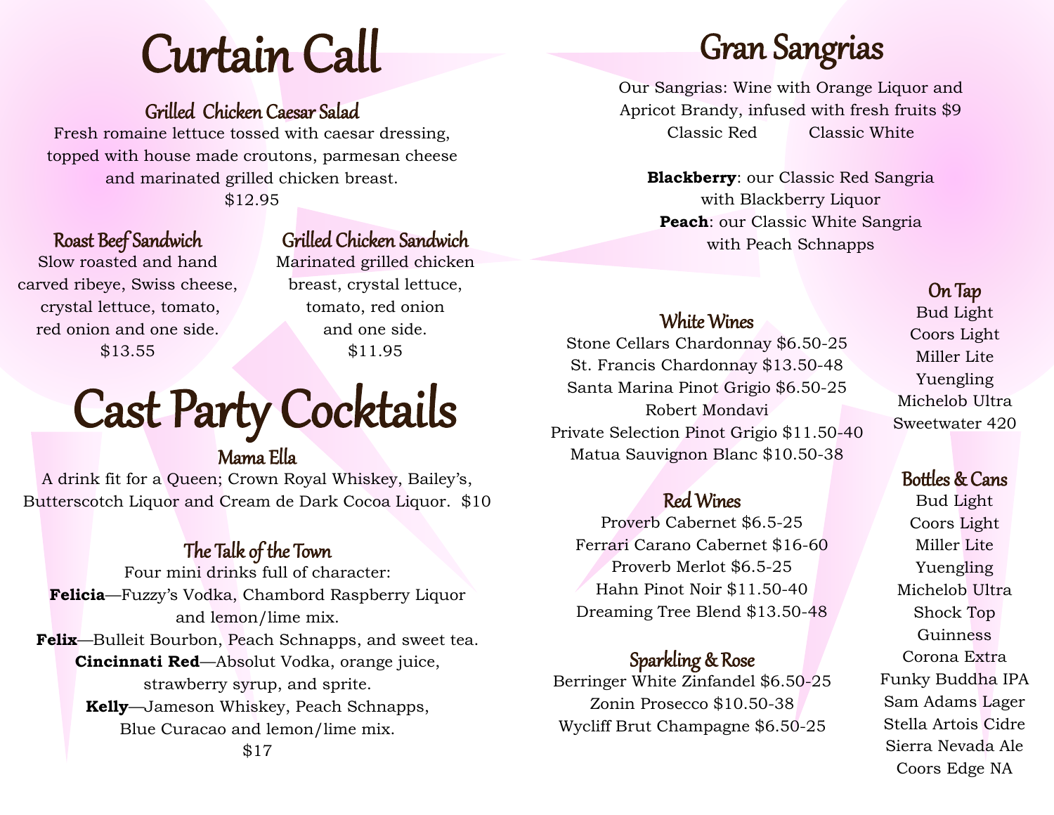# Curtain Call

### Grilled Chicken Caesar Salad

Fresh romaine lettuce tossed with caesar dressing, topped with house made croutons, parmesan cheese and marinated grilled chicken breast.
$12.95

### Roast Beef Sandwich

Slow roasted and hand carved ribeye, Swiss cheese, crystal lettuce, tomato, red onion and one side.
$13.55

### Grilled Chicken Sandwich

Marinated grilled chicken breast, crystal lettuce, tomato, red onion and one side.
$11.95

# Cast Party Cocktails

### Mama Ella

A drink fit for a Queen; Crown Royal Whiskey, Bailey's, Butterscotch Liquor and Cream de Dark Cocoa Liquor. $10

### The Talk of the Town

Four mini drinks full of character:
**Felicia**—Fuzzy's Vodka, Chambord Raspberry Liquor and lemon/lime mix.
**Felix**—Bulleit Bourbon, Peach Schnapps, and sweet tea.
**Cincinnati Red**—Absolut Vodka, orange juice, strawberry syrup, and sprite.
**Kelly**—Jameson Whiskey, Peach Schnapps, Blue Curacao and lemon/lime mix.
$17

# Gran Sangrias

Our Sangrias: Wine with Orange Liquor and Apricot Brandy, infused with fresh fruits $9
Classic Red    Classic White

**Blackberry**: our Classic Red Sangria with Blackberry Liquor
**Peach**: our Classic White Sangria with Peach Schnapps

### White Wines

Stone Cellars Chardonnay $6.50-25
St. Francis Chardonnay $13.50-48
Santa Marina Pinot Grigio $6.50-25
Robert Mondavi
Private Selection Pinot Grigio $11.50-40
Matua Sauvignon Blanc $10.50-38

### Red Wines

Proverb Cabernet $6.5-25
Ferrari Carano Cabernet $16-60
Proverb Merlot $6.5-25
Hahn Pinot Noir $11.50-40
Dreaming Tree Blend $13.50-48

### Sparkling & Rose

Berringer White Zinfandel $6.50-25
Zonin Prosecco $10.50-38
Wycliff Brut Champagne $6.50-25

### On Tap

Bud Light
Coors Light
Miller Lite
Yuengling
Michelob Ultra
Sweetwater 420

### Bottles & Cans

Bud Light
Coors Light
Miller Lite
Yuengling
Michelob Ultra
Shock Top
Guinness
Corona Extra
Funky Buddha IPA
Sam Adams Lager
Stella Artois Cidre
Sierra Nevada Ale
Coors Edge NA